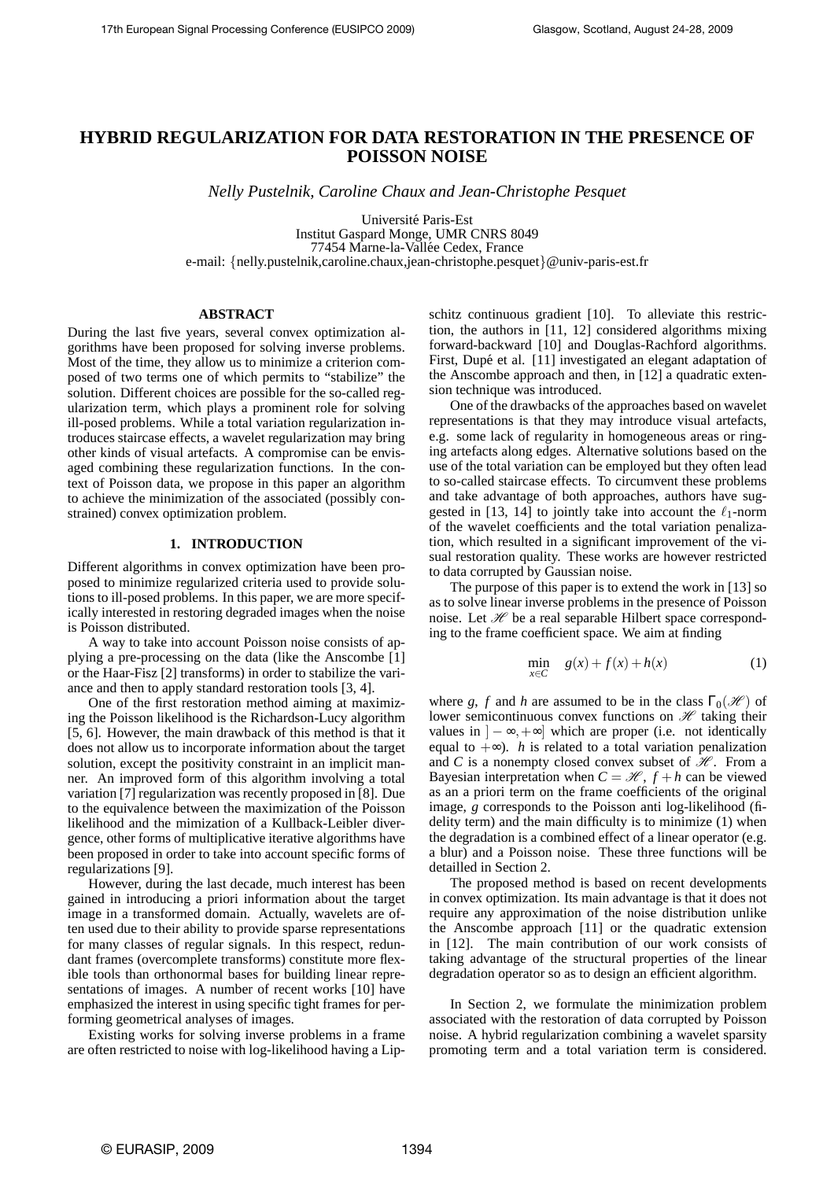# HYBRID REGULARIZATION FOR DATA RESTORATION IN THE PRESENCE OF POISSON NOISE

*Nelly Pustelnik, Caroline Chaux and Jean-Christophe Pesquet*

Université Paris-Est
Institut Gaspard Monge, UMR CNRS 8049
77454 Marne-la-Vallée Cedex, France
e-mail: {nelly.pustelnik,caroline.chaux,jean-christophe.pesquet}@univ-paris-est.fr

## ABSTRACT

During the last five years, several convex optimization algorithms have been proposed for solving inverse problems. Most of the time, they allow us to minimize a criterion composed of two terms one of which permits to "stabilize" the solution. Different choices are possible for the so-called regularization term, which plays a prominent role for solving ill-posed problems. While a total variation regularization introduces staircase effects, a wavelet regularization may bring other kinds of visual artefacts. A compromise can be envisaged combining these regularization functions. In the context of Poisson data, we propose in this paper an algorithm to achieve the minimization of the associated (possibly constrained) convex optimization problem.

## 1. INTRODUCTION

Different algorithms in convex optimization have been proposed to minimize regularized criteria used to provide solutions to ill-posed problems. In this paper, we are more specifically interested in restoring degraded images when the noise is Poisson distributed.

A way to take into account Poisson noise consists of applying a pre-processing on the data (like the Anscombe [1] or the Haar-Fisz [2] transforms) in order to stabilize the variance and then to apply standard restoration tools [3, 4].

One of the first restoration method aiming at maximizing the Poisson likelihood is the Richardson-Lucy algorithm [5, 6]. However, the main drawback of this method is that it does not allow us to incorporate information about the target solution, except the positivity constraint in an implicit manner. An improved form of this algorithm involving a total variation [7] regularization was recently proposed in [8]. Due to the equivalence between the maximization of the Poisson likelihood and the mimization of a Kullback-Leibler divergence, other forms of multiplicative iterative algorithms have been proposed in order to take into account specific forms of regularizations [9].

However, during the last decade, much interest has been gained in introducing a priori information about the target image in a transformed domain. Actually, wavelets are often used due to their ability to provide sparse representations for many classes of regular signals. In this respect, redundant frames (overcomplete transforms) constitute more flexible tools than orthonormal bases for building linear representations of images. A number of recent works [10] have emphasized the interest in using specific tight frames for performing geometrical analyses of images.

Existing works for solving inverse problems in a frame are often restricted to noise with log-likelihood having a Lipschitz continuous gradient [10]. To alleviate this restriction, the authors in [11, 12] considered algorithms mixing forward-backward [10] and Douglas-Rachford algorithms. First, Dupé et al. [11] investigated an elegant adaptation of the Anscombe approach and then, in [12] a quadratic extension technique was introduced.

One of the drawbacks of the approaches based on wavelet representations is that they may introduce visual artefacts, e.g. some lack of regularity in homogeneous areas or ringing artefacts along edges. Alternative solutions based on the use of the total variation can be employed but they often lead to so-called staircase effects. To circumvent these problems and take advantage of both approaches, authors have suggested in [13, 14] to jointly take into account the $\ell_1$-norm of the wavelet coefficients and the total variation penalization, which resulted in a significant improvement of the visual restoration quality. These works are however restricted to data corrupted by Gaussian noise.

The purpose of this paper is to extend the work in [13] so as to solve linear inverse problems in the presence of Poisson noise. Let $\mathscr{H}$ be a real separable Hilbert space corresponding to the frame coefficient space. We aim at finding

$$\min_{x \in C} \quad g(x) + f(x) + h(x) \tag{1}$$

where $g$, $f$ and $h$ are assumed to be in the class $\Gamma_0(\mathscr{H})$ of lower semicontinuous convex functions on $\mathscr{H}$ taking their values in $]-\infty, +\infty]$ which are proper (i.e. not identically equal to $+\infty$). $h$ is related to a total variation penalization and $C$ is a nonempty closed convex subset of $\mathscr{H}$. From a Bayesian interpretation when $C = \mathscr{H}$, $f + h$ can be viewed as an a priori term on the frame coefficients of the original image, $g$ corresponds to the Poisson anti log-likelihood (fidelity term) and the main difficulty is to minimize (1) when the degradation is a combined effect of a linear operator (e.g. a blur) and a Poisson noise. These three functions will be detailled in Section 2.

The proposed method is based on recent developments in convex optimization. Its main advantage is that it does not require any approximation of the noise distribution unlike the Anscombe approach [11] or the quadratic extension in [12]. The main contribution of our work consists of taking advantage of the structural properties of the linear degradation operator so as to design an efficient algorithm.

In Section 2, we formulate the minimization problem associated with the restoration of data corrupted by Poisson noise. A hybrid regularization combining a wavelet sparsity promoting term and a total variation term is considered.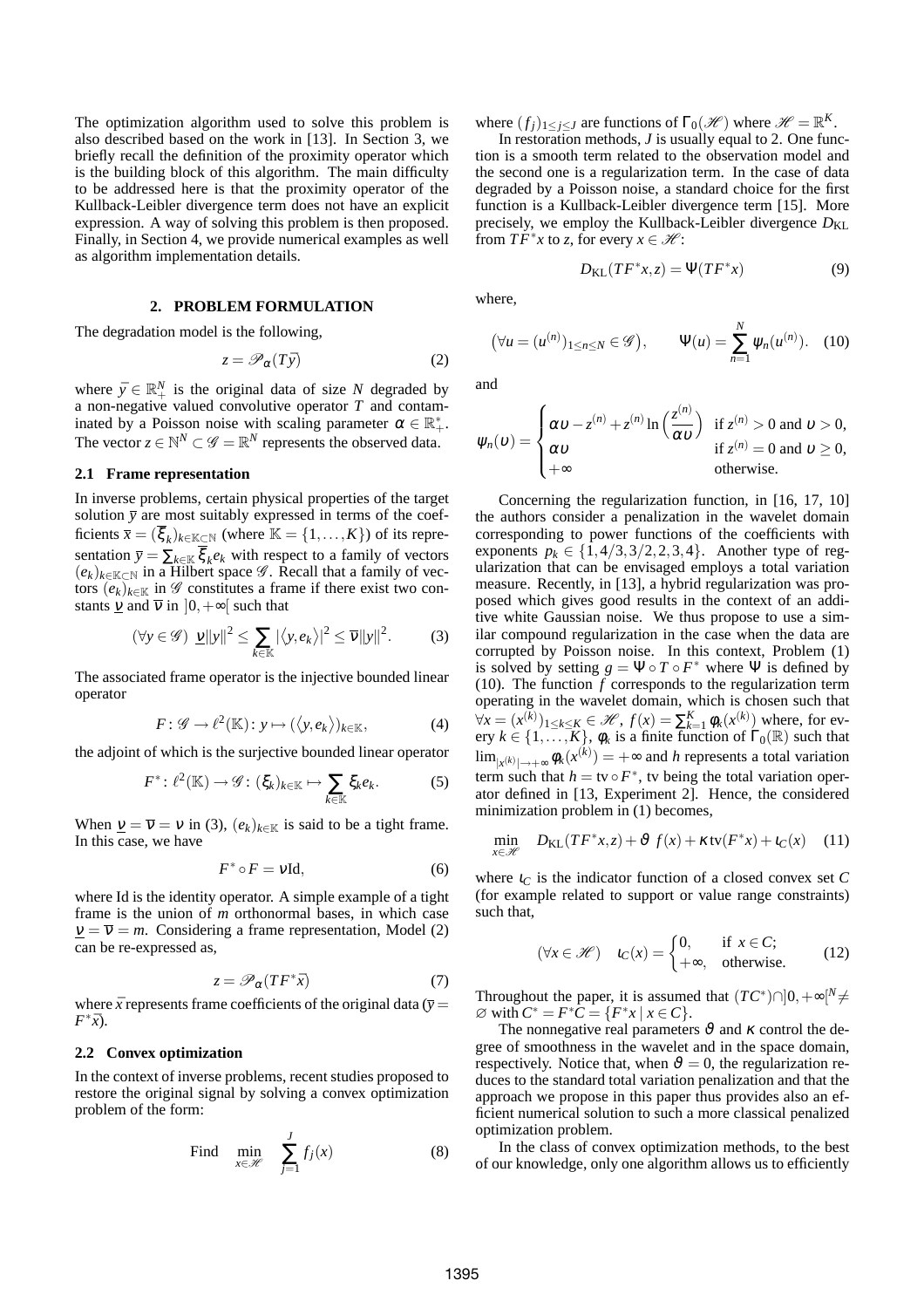The optimization algorithm used to solve this problem is also described based on the work in [13]. In Section 3, we briefly recall the definition of the proximity operator which is the building block of this algorithm. The main difficulty to be addressed here is that the proximity operator of the Kullback-Leibler divergence term does not have an explicit expression. A way of solving this problem is then proposed. Finally, in Section 4, we provide numerical examples as well as algorithm implementation details.

## 2. PROBLEM FORMULATION

The degradation model is the following,

$$z = \mathscr{P}_\alpha(T\bar{y}) \tag{2}$$

where $\bar{y} \in \mathbb{R}_+^N$ is the original data of size $N$ degraded by a non-negative valued convolutive operator $T$ and contaminated by a Poisson noise with scaling parameter $\alpha \in \mathbb{R}_+^*$. The vector $z \in \mathbb{N}^N \subset \mathscr{G} = \mathbb{R}^N$ represents the observed data.

### 2.1 Frame representation

In inverse problems, certain physical properties of the target solution $\bar{y}$ are most suitably expressed in terms of the coefficients $\bar{x} = (\bar{\xi}_k)_{k\in\mathbb{K}\subset\mathbb{N}}$ (where $\mathbb{K} = \{1,\ldots,K\}$) of its representation $\bar{y} = \sum_{k\in\mathbb{K}} \bar{\xi}_k e_k$ with respect to a family of vectors $(e_k)_{k\in\mathbb{K}\subset\mathbb{N}}$ in a Hilbert space $\mathscr{G}$. Recall that a family of vectors $(e_k)_{k\in\mathbb{K}}$ in $\mathscr{G}$ constitutes a frame if there exist two constants $\underline{\nu}$ and $\overline{\nu}$ in $]0,+\infty[$ such that

$$(\forall y \in \mathscr{G}) \;\; \underline{\nu}\|y\|^2 \le \sum_{k\in\mathbb{K}} |\langle y, e_k\rangle|^2 \le \overline{\nu}\|y\|^2. \tag{3}$$

The associated frame operator is the injective bounded linear operator

$$F : \mathscr{G} \to \ell^2(\mathbb{K}) \colon y \mapsto (\langle y, e_k\rangle)_{k\in\mathbb{K}}, \tag{4}$$

the adjoint of which is the surjective bounded linear operator

$$F^* \colon \ell^2(\mathbb{K}) \to \mathscr{G} \colon (\xi_k)_{k\in\mathbb{K}} \mapsto \sum_{k\in\mathbb{K}} \xi_k e_k. \tag{5}$$

When $\underline{\nu} = \overline{\nu} = \nu$ in (3), $(e_k)_{k\in\mathbb{K}}$ is said to be a tight frame. In this case, we have

$$F^* \circ F = \nu \mathrm{Id}, \tag{6}$$

where Id is the identity operator. A simple example of a tight frame is the union of $m$ orthonormal bases, in which case $\underline{\nu} = \overline{\nu} = m$. Considering a frame representation, Model (2) can be re-expressed as,

$$z = \mathscr{P}_\alpha(TF^*\bar{x}) \tag{7}$$

where $\bar{x}$ represents frame coefficients of the original data ($\bar{y} = F^*\bar{x}$).

### 2.2 Convex optimization

In the context of inverse problems, recent studies proposed to restore the original signal by solving a convex optimization problem of the form:

$$\text{Find} \quad \min_{x\in\mathscr{H}} \quad \sum_{j=1}^{J} f_j(x) \tag{8}$$

where $(f_j)_{1\le j\le J}$ are functions of $\Gamma_0(\mathscr{H})$ where $\mathscr{H} = \mathbb{R}^K$.

In restoration methods, $J$ is usually equal to 2. One function is a smooth term related to the observation model and the second one is a regularization term. In the case of data degraded by a Poisson noise, a standard choice for the first function is a Kullback-Leibler divergence term [15]. More precisely, we employ the Kullback-Leibler divergence $D_{\mathrm{KL}}$ from $TF^*x$ to $z$, for every $x \in \mathscr{H}$:

$$D_{\mathrm{KL}}(TF^*x, z) = \Psi(TF^*x) \tag{9}$$

where,

$$\big(\forall u = (u^{(n)})_{1\le n\le N} \in \mathscr{G}\big), \qquad \Psi(u) = \sum_{n=1}^{N} \psi_n(u^{(n)}). \tag{10}$$

and

$$\psi_n(\upsilon) = \begin{cases} \alpha\upsilon - z^{(n)} + z^{(n)} \ln\left(\dfrac{z^{(n)}}{\alpha\upsilon}\right) & \text{if } z^{(n)} > 0 \text{ and } \upsilon > 0, \\ \alpha\upsilon & \text{if } z^{(n)} = 0 \text{ and } \upsilon \ge 0, \\ +\infty & \text{otherwise.} \end{cases}$$

Concerning the regularization function, in [16, 17, 10] the authors consider a penalization in the wavelet domain corresponding to power functions of the coefficients with exponents $p_k \in \{1, 4/3, 3/2, 2, 3, 4\}$. Another type of regularization that can be envisaged employs a total variation measure. Recently, in [13], a hybrid regularization was proposed which gives good results in the context of an additive white Gaussian noise. We thus propose to use a similar compound regularization in the case when the data are corrupted by Poisson noise. In this context, Problem (1) is solved by setting $g = \Psi \circ T \circ F^*$ where $\Psi$ is defined by (10). The function $f$ corresponds to the regularization term operating in the wavelet domain, which is chosen such that $\forall x = (x^{(k)})_{1\le k\le K} \in \mathscr{H}$, $f(x) = \sum_{k=1}^{K} \phi_k(x^{(k)})$ where, for every $k \in \{1,\ldots,K\}$, $\phi_k$ is a finite function of $\Gamma_0(\mathbb{R})$ such that $\lim_{|x^{(k)}|\to+\infty} \phi_k(x^{(k)}) = +\infty$ and $h$ represents a total variation term such that $h = \mathrm{tv} \circ F^*$, tv being the total variation operator defined in [13, Experiment 2]. Hence, the considered minimization problem in (1) becomes,

$$\min_{x\in\mathscr{H}} \quad D_{\mathrm{KL}}(TF^*x, z) + \vartheta\, f(x) + \kappa\, \mathrm{tv}(F^*x) + \iota_C(x) \tag{11}$$

where $\iota_C$ is the indicator function of a closed convex set $C$ (for example related to support or value range constraints) such that,

$$(\forall x \in \mathscr{H}) \quad \iota_C(x) = \begin{cases} 0, & \text{if } x \in C; \\ +\infty, & \text{otherwise.} \end{cases} \tag{12}$$

Throughout the paper, it is assumed that $(TC^*) \cap ]0,+\infty[^N \neq \varnothing$ with $C^* = F^*C = \{F^*x \mid x \in C\}$.

The nonnegative real parameters $\vartheta$ and $\kappa$ control the degree of smoothness in the wavelet and in the space domain, respectively. Notice that, when $\vartheta = 0$, the regularization reduces to the standard total variation penalization and that the approach we propose in this paper thus provides also an efficient numerical solution to such a more classical penalized optimization problem.

In the class of convex optimization methods, to the best of our knowledge, only one algorithm allows us to efficiently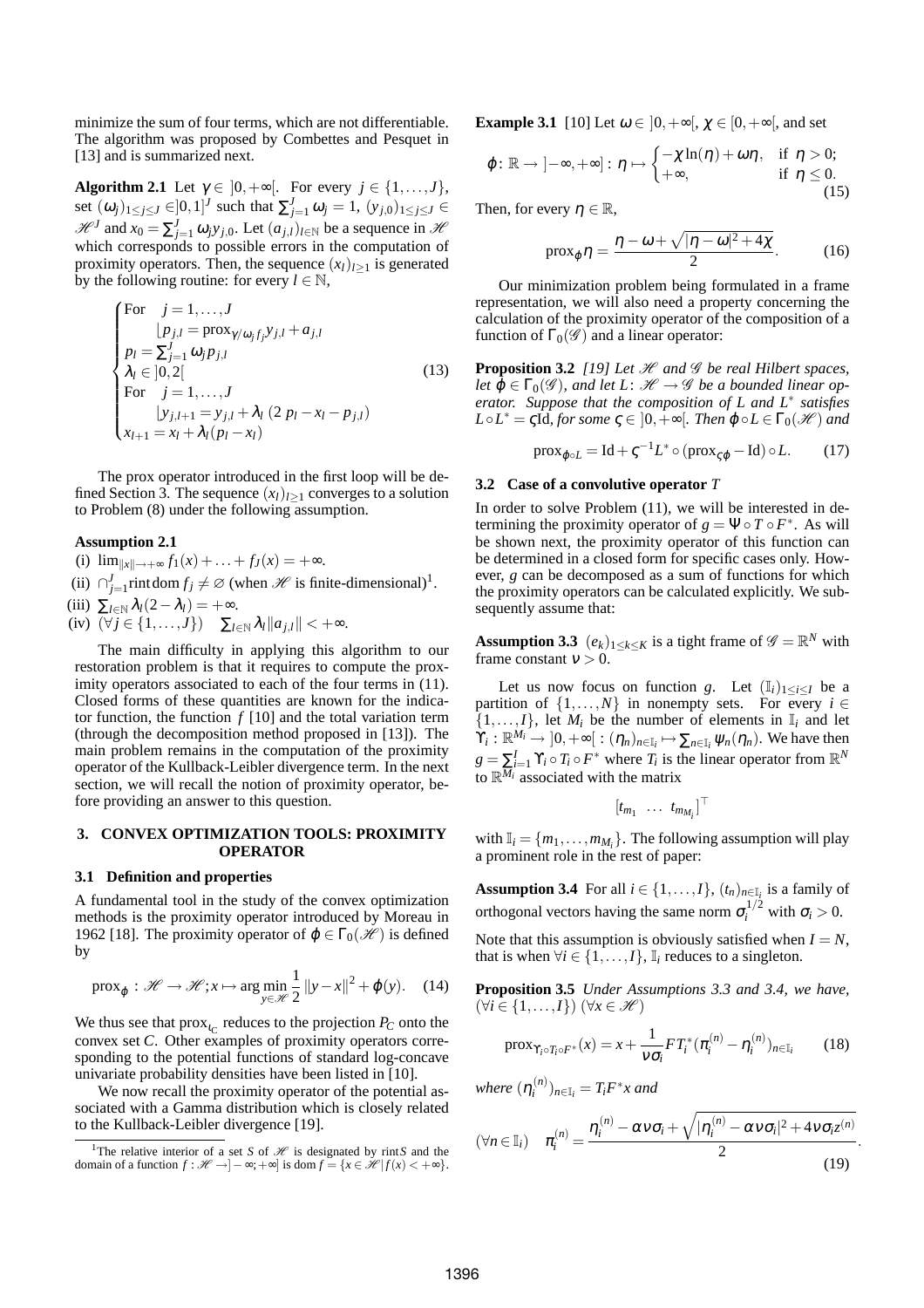minimize the sum of four terms, which are not differentiable. The algorithm was proposed by Combettes and Pesquet in [13] and is summarized next.

**Algorithm 2.1** Let $\gamma \in ]0,+\infty[$. For every $j \in \{1,\ldots,J\}$, set $(\omega_j)_{1\le j\le J} \in ]0,1]^J$ such that $\sum_{j=1}^J \omega_j = 1$, $(y_{j,0})_{1\le j\le J} \in \mathscr{H}^J$ and $x_0 = \sum_{j=1}^J \omega_j y_{j,0}$. Let $(a_{j,l})_{l\in\mathbb{N}}$ be a sequence in $\mathscr{H}$ which corresponds to possible errors in the computation of proximity operators. Then, the sequence $(x_l)_{l\ge 1}$ is generated by the following routine: for every $l \in \mathbb{N}$,

$$
\begin{cases}
\text{For} \quad j = 1,\ldots,J \\
\quad \lfloor p_{j,l} = \operatorname{prox}_{\gamma/\omega_j f_j} y_{j,l} + a_{j,l} \\
p_l = \sum_{j=1}^J \omega_j p_{j,l} \\
\lambda_l \in ]0,2[ \\
\text{For} \quad j = 1,\ldots,J \\
\quad \lfloor y_{j,l+1} = y_{j,l} + \lambda_l \left(2\, p_l - x_l - p_{j,l}\right) \\
x_{l+1} = x_l + \lambda_l (p_l - x_l)
\end{cases}
\tag{13}
$$

The prox operator introduced in the first loop will be defined Section 3. The sequence $(x_l)_{l\ge 1}$ converges to a solution to Problem (8) under the following assumption.

**Assumption 2.1**

(i) $\lim_{\|x\|\to+\infty} f_1(x) + \ldots + f_J(x) = +\infty$.

(ii) $\cap_{j=1}^J \operatorname{rint}\operatorname{dom} f_j \neq \varnothing$ (when $\mathscr{H}$ is finite-dimensional)[1].

(iii) $\sum_{l\in\mathbb{N}} \lambda_l (2-\lambda_l) = +\infty$.

(iv) $(\forall j \in \{1,\ldots,J\}) \quad \sum_{l\in\mathbb{N}} \lambda_l \|a_{j,l}\| < +\infty$.

The main difficulty in applying this algorithm to our restoration problem is that it requires to compute the proximity operators associated to each of the four terms in (11). Closed forms of these quantities are known for the indicator function, the function $f$ [10] and the total variation term (through the decomposition method proposed in [13]). The main problem remains in the computation of the proximity operator of the Kullback-Leibler divergence term. In the next section, we will recall the notion of proximity operator, before providing an answer to this question.

## 3. CONVEX OPTIMIZATION TOOLS: PROXIMITY OPERATOR

### 3.1 Definition and properties

A fundamental tool in the study of the convex optimization methods is the proximity operator introduced by Moreau in 1962 [18]. The proximity operator of $\varphi \in \Gamma_0(\mathscr{H})$ is defined by

$$
\operatorname{prox}_\varphi : \mathscr{H} \to \mathscr{H}; x \mapsto \arg\min_{y\in\mathscr{H}} \frac{1}{2}\|y-x\|^2 + \varphi(y). \tag{14}
$$

We thus see that $\operatorname{prox}_{\iota_C}$ reduces to the projection $P_C$ onto the convex set $C$. Other examples of proximity operators corresponding to the potential functions of standard log-concave univariate probability densities have been listed in [10].

We now recall the proximity operator of the potential associated with a Gamma distribution which is closely related to the Kullback-Leibler divergence [19].

[1] The relative interior of a set $S$ of $\mathscr{H}$ is designated by $\operatorname{rint} S$ and the domain of a function $f : \mathscr{H} \to ]-\infty;+\infty]$ is $\operatorname{dom} f = \{x \in \mathscr{H} \,|\, f(x) < +\infty\}$.

**Example 3.1** [10] Let $\omega \in ]0,+\infty[$, $\chi \in [0,+\infty[$, and set

$$
\varphi : \mathbb{R} \to ]-\infty,+\infty] : \eta \mapsto
\begin{cases}
-\chi \ln(\eta) + \omega\eta, & \text{if } \eta > 0; \\
+\infty, & \text{if } \eta \le 0.
\end{cases}
\tag{15}
$$

Then, for every $\eta \in \mathbb{R}$,

$$
\operatorname{prox}_\varphi \eta = \frac{\eta - \omega + \sqrt{|\eta-\omega|^2 + 4\chi}}{2}. \tag{16}
$$

Our minimization problem being formulated in a frame representation, we will also need a property concerning the calculation of the proximity operator of the composition of a function of $\Gamma_0(\mathscr{G})$ and a linear operator:

**Proposition 3.2** *[19] Let $\mathscr{H}$ and $\mathscr{G}$ be real Hilbert spaces, let $\varphi \in \Gamma_0(\mathscr{G})$, and let $L\colon \mathscr{H} \to \mathscr{G}$ be a bounded linear operator. Suppose that the composition of $L$ and $L^*$ satisfies $L \circ L^* = \varsigma \mathrm{Id}$, for some $\varsigma \in ]0,+\infty[$. Then $\varphi \circ L \in \Gamma_0(\mathscr{H})$ and*

$$
\operatorname{prox}_{\varphi\circ L} = \mathrm{Id} + \varsigma^{-1} L^* \circ (\operatorname{prox}_{\varsigma\varphi} - \mathrm{Id}) \circ L. \tag{17}
$$

### 3.2 Case of a convolutive operator $T$

In order to solve Problem (11), we will be interested in determining the proximity operator of $g = \Psi \circ T \circ F^*$. As will be shown next, the proximity operator of this function can be determined in a closed form for specific cases only. However, $g$ can be decomposed as a sum of functions for which the proximity operators can be calculated explicitly. We subsequently assume that:

**Assumption 3.3** $(e_k)_{1\le k\le K}$ is a tight frame of $\mathscr{G} = \mathbb{R}^N$ with frame constant $\nu > 0$.

Let us now focus on function $g$. Let $(\mathbb{I}_i)_{1\le i\le I}$ be a partition of $\{1,\ldots,N\}$ in nonempty sets. For every $i \in \{1,\ldots,I\}$, let $M_i$ be the number of elements in $\mathbb{I}_i$ and let $\Upsilon_i : \mathbb{R}^{M_i} \to ]0,+\infty[ : (\eta_n)_{n\in\mathbb{I}_i} \mapsto \sum_{n\in\mathbb{I}_i} \psi_n(\eta_n)$. We have then $g = \sum_{i=1}^I \Upsilon_i \circ T_i \circ F^*$ where $T_i$ is the linear operator from $\mathbb{R}^N$ to $\mathbb{R}^{M_i}$ associated with the matrix

$$
\begin{bmatrix} t_{m_1} & \ldots & t_{m_{M_i}} \end{bmatrix}^\top
$$

with $\mathbb{I}_i = \{m_1,\ldots,m_{M_i}\}$. The following assumption will play a prominent role in the rest of paper:

**Assumption 3.4** For all $i \in \{1,\ldots,I\}$, $(t_n)_{n\in\mathbb{I}_i}$ is a family of orthogonal vectors having the same norm $\sigma_i^{1/2}$ with $\sigma_i > 0$.

Note that this assumption is obviously satisfied when $I = N$, that is when $\forall i \in \{1,\ldots,I\}$, $\mathbb{I}_i$ reduces to a singleton.

**Proposition 3.5** *Under Assumptions 3.3 and 3.4, we have,* $(\forall i \in \{1,\ldots,I\})$ $(\forall x \in \mathscr{H})$

$$
\operatorname{prox}_{\Upsilon_i\circ T_i\circ F^*}(x) = x + \frac{1}{\nu\sigma_i} F T_i^* (\pi_i^{(n)} - \eta_i^{(n)})_{n\in\mathbb{I}_i} \tag{18}
$$

*where* $(\eta_i^{(n)})_{n\in\mathbb{I}_i} = T_i F^* x$ *and*

$$
(\forall n \in \mathbb{I}_i) \quad \pi_i^{(n)} = \frac{\eta_i^{(n)} - \alpha\nu\sigma_i + \sqrt{|\eta_i^{(n)} - \alpha\nu\sigma_i|^2 + 4\nu\sigma_i z^{(n)}}}{2}. \tag{19}
$$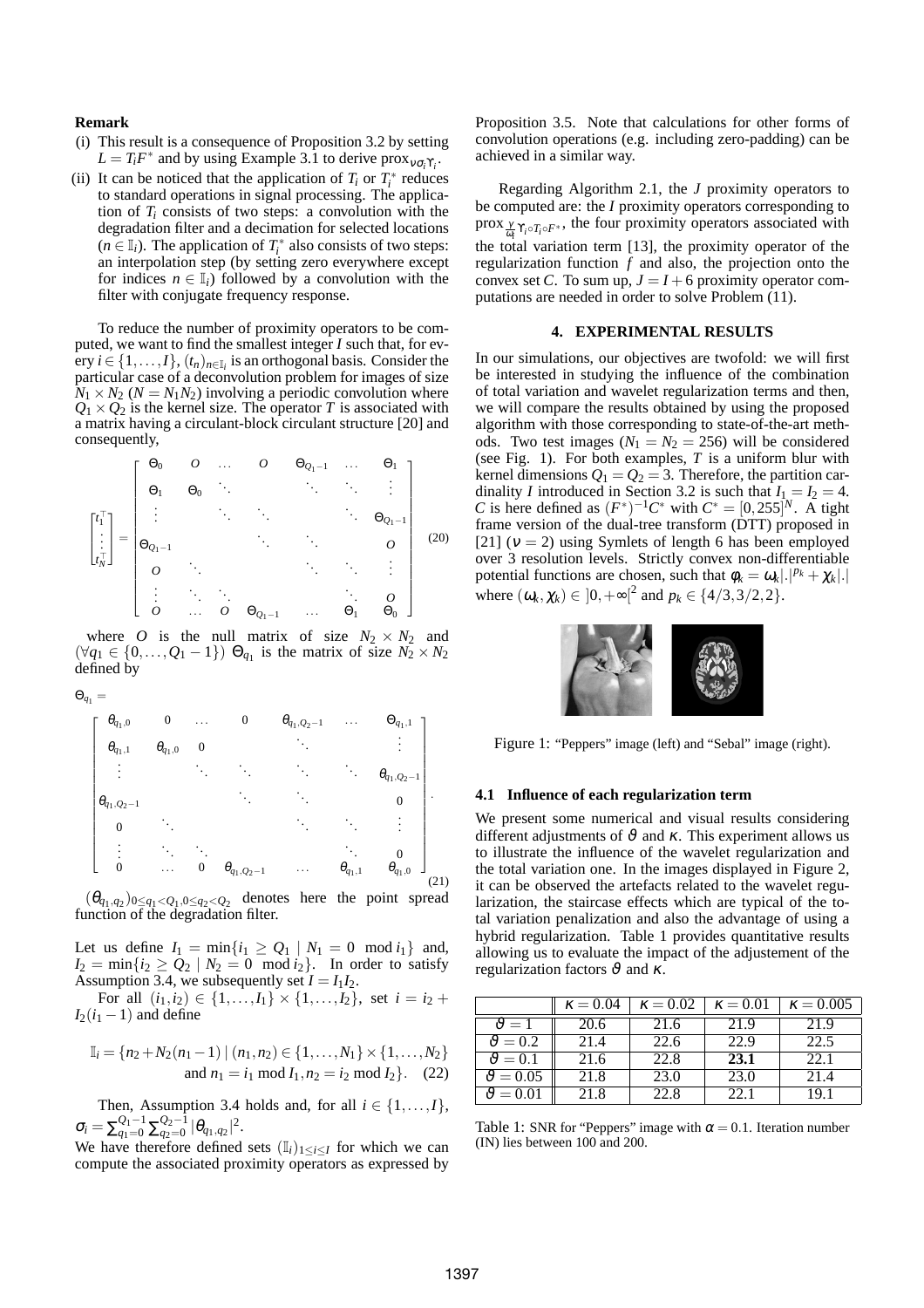**Remark**

(i) This result is a consequence of Proposition 3.2 by setting $L = T_i F^*$ and by using Example 3.1 to derive $\text{prox}_{\nu\sigma_i\gamma_i}$.

(ii) It can be noticed that the application of $T_i$ or $T_i^*$ reduces to standard operations in signal processing. The application of $T_i$ consists of two steps: a convolution with the degradation filter and a decimation for selected locations ($n \in \mathbb{I}_i$). The application of $T_i^*$ also consists of two steps: an interpolation step (by setting zero everywhere except for indices $n \in \mathbb{I}_i$) followed by a convolution with the filter with conjugate frequency response.

To reduce the number of proximity operators to be computed, we want to find the smallest integer $I$ such that, for every $i \in \{1,\ldots,I\}$, $(t_n)_{n\in\mathbb{I}_i}$ is an orthogonal basis. Consider the particular case of a deconvolution problem for images of size $N_1 \times N_2$ ($N = N_1 N_2$) involving a periodic convolution where $Q_1 \times Q_2$ is the kernel size. The operator $T$ is associated with a matrix having a circulant-block circulant structure [20] and consequently,

$$
\begin{bmatrix} t_1^\top \\ \vdots \\ t_N^\top \end{bmatrix} =
\begin{bmatrix}
\Theta_0 & O & \ldots & O & \Theta_{Q_1-1} & \ldots & \Theta_1 \\
\Theta_1 & \Theta_0 & \ddots & & \ddots & \ddots & \vdots \\
\vdots & & \ddots & \ddots & & \ddots & \Theta_{Q_1-1} \\
\Theta_{Q_1-1} & & & \ddots & \ddots & & O \\
O & \ddots & & & \ddots & \ddots & \vdots \\
\vdots & \ddots & \ddots & & & \ddots & O \\
O & \ldots & O & \Theta_{Q_1-1} & \ldots & \Theta_1 & \Theta_0
\end{bmatrix}
\tag{20}
$$

where $O$ is the null matrix of size $N_2 \times N_2$ and $(\forall q_1 \in \{0,\ldots,Q_1-1\})$ $\Theta_{q_1}$ is the matrix of size $N_2 \times N_2$ defined by

$$
\Theta_{q_1} =
\begin{bmatrix}
\theta_{q_1,0} & 0 & \ldots & 0 & \theta_{q_1,Q_2-1} & \ldots & \theta_{q_1,1} \\
\theta_{q_1,1} & \theta_{q_1,0} & 0 & & \ddots & & \vdots \\
\vdots & & \ddots & \ddots & \ddots & \ddots & \theta_{q_1,Q_2-1} \\
\theta_{q_1,Q_2-1} & & & \ddots & \ddots & & 0 \\
0 & \ddots & & & \ddots & \ddots & \vdots \\
\vdots & \ddots & \ddots & & & \ddots & 0 \\
0 & \ldots & 0 & \theta_{q_1,Q_2-1} & \ldots & \theta_{q_1,1} & \theta_{q_1,0}
\end{bmatrix}.
\tag{21}
$$

$(\theta_{q_1,q_2})_{0\le q_1<Q_1, 0\le q_2<Q_2}$ denotes here the point spread function of the degradation filter.

Let us define $I_1 = \min\{i_1 \geq Q_1 \mid N_1 = 0 \mod i_1\}$ and, $I_2 = \min\{i_2 \geq Q_2 \mid N_2 = 0 \mod i_2\}$. In order to satisfy Assumption 3.4, we subsequently set $I = I_1 I_2$.

For all $(i_1,i_2) \in \{1,\ldots,I_1\} \times \{1,\ldots,I_2\}$, set $i = i_2 + I_2(i_1 - 1)$ and define

$$
\mathbb{I}_i = \{n_2 + N_2(n_1-1) \mid (n_1,n_2) \in \{1,\ldots,N_1\}\times\{1,\ldots,N_2\} \text{ and } n_1 = i_1 \bmod I_1, n_2 = i_2 \bmod I_2\}. \tag{22}
$$

Then, Assumption 3.4 holds and, for all $i \in \{1,\ldots,I\}$, $\sigma_i = \sum_{q_1=0}^{Q_1-1}\sum_{q_2=0}^{Q_2-1} |\theta_{q_1,q_2}|^2$.

We have therefore defined sets $(\mathbb{I}_i)_{1\le i\le I}$ for which we can compute the associated proximity operators as expressed by Proposition 3.5. Note that calculations for other forms of convolution operations (e.g. including zero-padding) can be achieved in a similar way.

Regarding Algorithm 2.1, the $J$ proximity operators to be computed are: the $I$ proximity operators corresponding to $\text{prox}_{\frac{\gamma}{\omega_i}\gamma_i\circ T_i\circ F^*}$, the four proximity operators associated with the total variation term [13], the proximity operator of the regularization function $f$ and also, the projection onto the convex set $C$. To sum up, $J = I + 6$ proximity operator computations are needed in order to solve Problem (11).

## 4. EXPERIMENTAL RESULTS

In our simulations, our objectives are twofold: we will first be interested in studying the influence of the combination of total variation and wavelet regularization terms and then, we will compare the results obtained by using the proposed algorithm with those corresponding to state-of-the-art methods. Two test images ($N_1 = N_2 = 256$) will be considered (see Fig. 1). For both examples, $T$ is a uniform blur with kernel dimensions $Q_1 = Q_2 = 3$. Therefore, the partition cardinality $I$ introduced in Section 3.2 is such that $I_1 = I_2 = 4$. $C$ is here defined as $(F^*)^{-1}C^*$ with $C^* = [0,255]^N$. A tight frame version of the dual-tree transform (DTT) proposed in [21] ($\nu = 2$) using Symlets of length 6 has been employed over 3 resolution levels. Strictly convex non-differentiable potential functions are chosen, such that $\phi_k = \omega_k|.|^{p_k} + \chi_k|.|$ where $(\omega_k,\chi_k) \in \,]0,+\infty[^2$ and $p_k \in \{4/3, 3/2, 2\}$.

Figure 1: "Peppers" image (left) and "Sebal" image (right).

### 4.1 Influence of each regularization term

We present some numerical and visual results considering different adjustments of $\vartheta$ and $\kappa$. This experiment allows us to illustrate the influence of the wavelet regularization and the total variation one. In the images displayed in Figure 2, it can be observed the artefacts related to the wavelet regularization, the staircase effects which are typical of the total variation penalization and also the advantage of using a hybrid regularization. Table 1 provides quantitative results allowing us to evaluate the impact of the adjustement of the regularization factors $\vartheta$ and $\kappa$.

| | $\kappa = 0.04$ | $\kappa = 0.02$ | $\kappa = 0.01$ | $\kappa = 0.005$ |
|---|---|---|---|---|
| $\vartheta = 1$ | 20.6 | 21.6 | 21.9 | 21.9 |
| $\vartheta = 0.2$ | 21.4 | 22.6 | 22.9 | 22.5 |
| $\vartheta = 0.1$ | 21.6 | 22.8 | **23.1** | 22.1 |
| $\vartheta = 0.05$ | 21.8 | 23.0 | 23.0 | 21.4 |
| $\vartheta = 0.01$ | 21.8 | 22.8 | 22.1 | 19.1 |

Table 1: SNR for "Peppers" image with $\alpha = 0.1$. Iteration number (IN) lies between 100 and 200.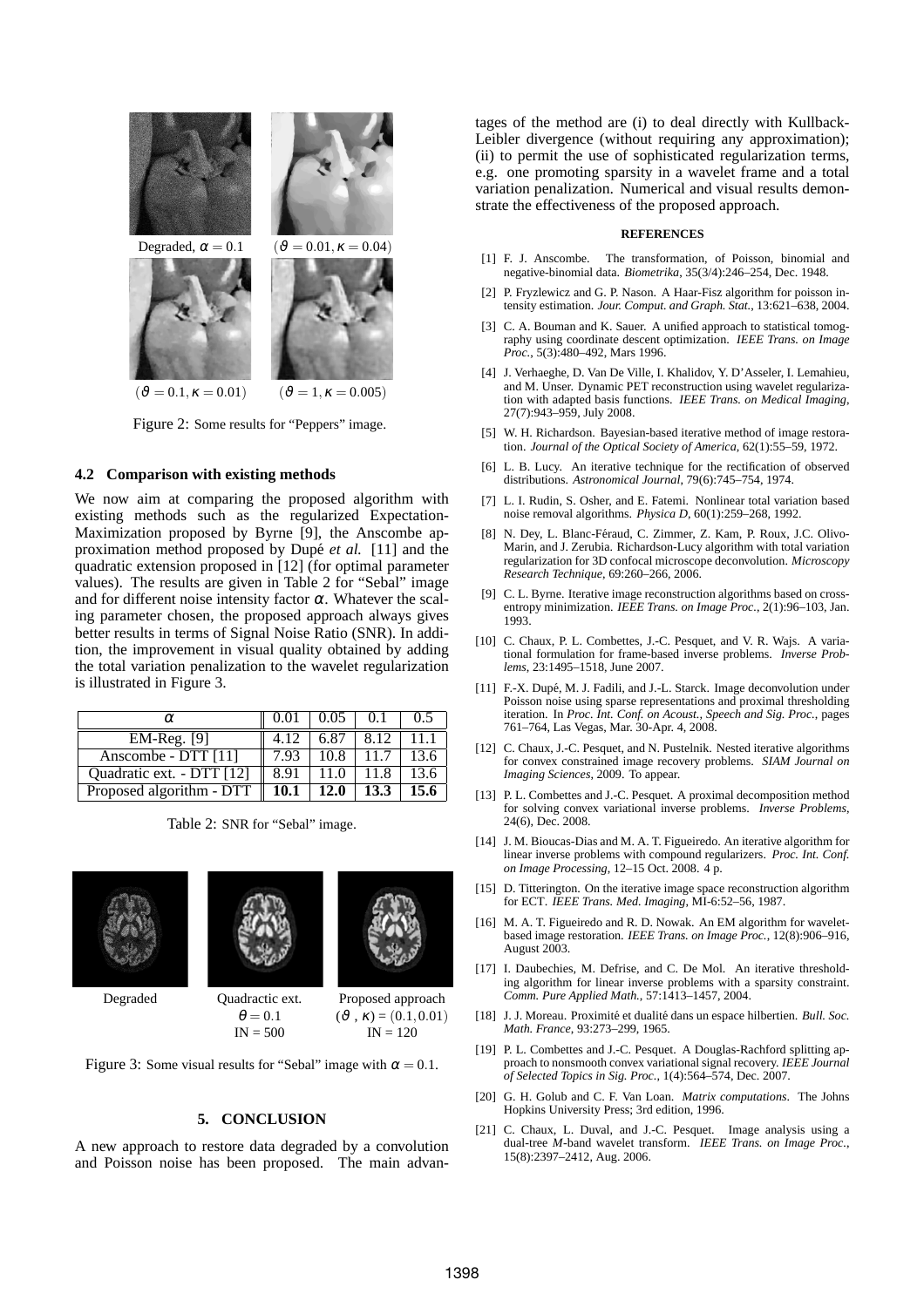Degraded, $\alpha = 0.1$

$(\vartheta = 0.01, \kappa = 0.04)$

$(\vartheta = 0.1, \kappa = 0.01)$

$(\vartheta = 1, \kappa = 0.005)$

Figure 2: Some results for "Peppers" image.

### 4.2 Comparison with existing methods

We now aim at comparing the proposed algorithm with existing methods such as the regularized Expectation-Maximization proposed by Byrne [9], the Anscombe approximation method proposed by Dupé *et al.* [11] and the quadratic extension proposed in [12] (for optimal parameter values). The results are given in Table 2 for "Sebal" image and for different noise intensity factor $\alpha$. Whatever the scaling parameter chosen, the proposed approach always gives better results in terms of Signal Noise Ratio (SNR). In addition, the improvement in visual quality obtained by adding the total variation penalization to the wavelet regularization is illustrated in Figure 3.

| $\alpha$ | 0.01 | 0.05 | 0.1 | 0.5 |
|---|---|---|---|---|
| EM-Reg. [9] | 4.12 | 6.87 | 8.12 | 11.1 |
| Anscombe - DTT [11] | 7.93 | 10.8 | 11.7 | 13.6 |
| Quadratic ext. - DTT [12] | 8.91 | 11.0 | 11.8 | 13.6 |
| Proposed algorithm - DTT | **10.1** | **12.0** | **13.3** | **15.6** |

Table 2: SNR for "Sebal" image.

Degraded

Quadractic ext.
$\theta = 0.1$
IN = 500

Proposed approach
$(\vartheta, \kappa) = (0.1, 0.01)$
IN = 120

Figure 3: Some visual results for "Sebal" image with $\alpha = 0.1$.

## 5. CONCLUSION

A new approach to restore data degraded by a convolution and Poisson noise has been proposed. The main advantages of the method are (i) to deal directly with Kullback-Leibler divergence (without requiring any approximation); (ii) to permit the use of sophisticated regularization terms, e.g. one promoting sparsity in a wavelet frame and a total variation penalization. Numerical and visual results demonstrate the effectiveness of the proposed approach.

## REFERENCES

[1] F. J. Anscombe. The transformation, of Poisson, binomial and negative-binomial data. *Biometrika*, 35(3/4):246–254, Dec. 1948.

[2] P. Fryzlewicz and G. P. Nason. A Haar-Fisz algorithm for poisson intensity estimation. *Jour. Comput. and Graph. Stat.*, 13:621–638, 2004.

[3] C. A. Bouman and K. Sauer. A unified approach to statistical tomography using coordinate descent optimization. *IEEE Trans. on Image Proc.*, 5(3):480–492, Mars 1996.

[4] J. Verhaeghe, D. Van De Ville, I. Khalidov, Y. D'Asseler, I. Lemahieu, and M. Unser. Dynamic PET reconstruction using wavelet regularization with adapted basis functions. *IEEE Trans. on Medical Imaging*, 27(7):943–959, July 2008.

[5] W. H. Richardson. Bayesian-based iterative method of image restoration. *Journal of the Optical Society of America*, 62(1):55–59, 1972.

[6] L. B. Lucy. An iterative technique for the rectification of observed distributions. *Astronomical Journal*, 79(6):745–754, 1974.

[7] L. I. Rudin, S. Osher, and E. Fatemi. Nonlinear total variation based noise removal algorithms. *Physica D*, 60(1):259–268, 1992.

[8] N. Dey, L. Blanc-Féraud, C. Zimmer, Z. Kam, P. Roux, J.C. Olivo-Marin, and J. Zerubia. Richardson-Lucy algorithm with total variation regularization for 3D confocal microscope deconvolution. *Microscopy Research Technique*, 69:260–266, 2006.

[9] C. L. Byrne. Iterative image reconstruction algorithms based on cross-entropy minimization. *IEEE Trans. on Image Proc.*, 2(1):96–103, Jan. 1993.

[10] C. Chaux, P. L. Combettes, J.-C. Pesquet, and V. R. Wajs. A variational formulation for frame-based inverse problems. *Inverse Problems*, 23:1495–1518, June 2007.

[11] F.-X. Dupé, M. J. Fadili, and J.-L. Starck. Image deconvolution under Poisson noise using sparse representations and proximal thresholding iteration. In *Proc. Int. Conf. on Acoust., Speech and Sig. Proc.*, pages 761–764, Las Vegas, Mar. 30-Apr. 4, 2008.

[12] C. Chaux, J.-C. Pesquet, and N. Pustelnik. Nested iterative algorithms for convex constrained image recovery problems. *SIAM Journal on Imaging Sciences*, 2009. To appear.

[13] P. L. Combettes and J.-C. Pesquet. A proximal decomposition method for solving convex variational inverse problems. *Inverse Problems*, 24(6), Dec. 2008.

[14] J. M. Bioucas-Dias and M. A. T. Figueiredo. An iterative algorithm for linear inverse problems with compound regularizers. *Proc. Int. Conf. on Image Processing*, 12–15 Oct. 2008. 4 p.

[15] D. Titterington. On the iterative image space reconstruction algorithm for ECT. *IEEE Trans. Med. Imaging*, MI-6:52–56, 1987.

[16] M. A. T. Figueiredo and R. D. Nowak. An EM algorithm for wavelet-based image restoration. *IEEE Trans. on Image Proc.*, 12(8):906–916, August 2003.

[17] I. Daubechies, M. Defrise, and C. De Mol. An iterative thresholding algorithm for linear inverse problems with a sparsity constraint. *Comm. Pure Applied Math.*, 57:1413–1457, 2004.

[18] J. J. Moreau. Proximité et dualité dans un espace hilbertien. *Bull. Soc. Math. France*, 93:273–299, 1965.

[19] P. L. Combettes and J.-C. Pesquet. A Douglas-Rachford splitting approach to nonsmooth convex variational signal recovery. *IEEE Journal of Selected Topics in Sig. Proc.*, 1(4):564–574, Dec. 2007.

[20] G. H. Golub and C. F. Van Loan. *Matrix computations*. The Johns Hopkins University Press; 3rd edition, 1996.

[21] C. Chaux, L. Duval, and J.-C. Pesquet. Image analysis using a dual-tree *M*-band wavelet transform. *IEEE Trans. on Image Proc.*, 15(8):2397–2412, Aug. 2006.